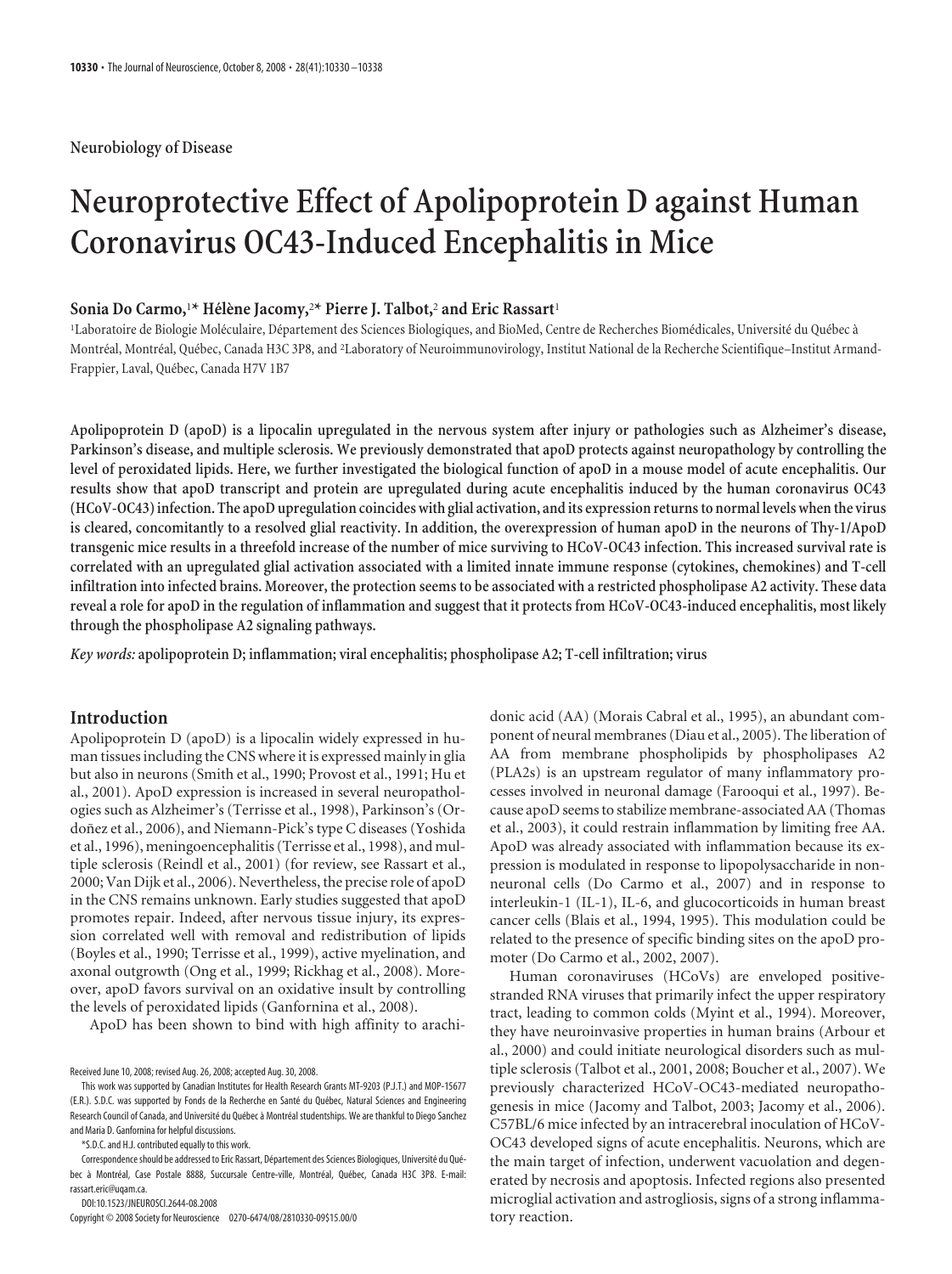Neurobiology of Disease

# Neuroprotective Effect of Apolipoprotein D against Human Coronavirus OC43-Induced Encephalitis in Mice

**Sonia Do Carmo,[1]* Hélène Jacomy,[2]* Pierre J. Talbot,[2] and Eric Rassart[1]**

[1]Laboratoire de Biologie Moléculaire, Département des Sciences Biologiques, and BioMed, Centre de Recherches Biomédicales, Université du Québec à Montréal, Montréal, Québec, Canada H3C 3P8, and [2]Laboratory of Neuroimmunovirology, Institut National de la Recherche Scientifique–Institut Armand-Frappier, Laval, Québec, Canada H7V 1B7

**Apolipoprotein D (apoD) is a lipocalin upregulated in the nervous system after injury or pathologies such as Alzheimer's disease, Parkinson's disease, and multiple sclerosis. We previously demonstrated that apoD protects against neuropathology by controlling the level of peroxidated lipids. Here, we further investigated the biological function of apoD in a mouse model of acute encephalitis. Our results show that apoD transcript and protein are upregulated during acute encephalitis induced by the human coronavirus OC43 (HCoV-OC43) infection. The apoD upregulation coincides with glial activation, and its expression returns to normal levels when the virus is cleared, concomitantly to a resolved glial reactivity. In addition, the overexpression of human apoD in the neurons of Thy-1/ApoD transgenic mice results in a threefold increase of the number of mice surviving to HCoV-OC43 infection. This increased survival rate is correlated with an upregulated glial activation associated with a limited innate immune response (cytokines, chemokines) and T-cell infiltration into infected brains. Moreover, the protection seems to be associated with a restricted phospholipase A2 activity. These data reveal a role for apoD in the regulation of inflammation and suggest that it protects from HCoV-OC43-induced encephalitis, most likely through the phospholipase A2 signaling pathways.**

*Key words:* **apolipoprotein D; inflammation; viral encephalitis; phospholipase A2; T-cell infiltration; virus**

## Introduction

Apolipoprotein D (apoD) is a lipocalin widely expressed in human tissues including the CNS where it is expressed mainly in glia but also in neurons (Smith et al., 1990; Provost et al., 1991; Hu et al., 2001). ApoD expression is increased in several neuropathologies such as Alzheimer's (Terrisse et al., 1998), Parkinson's (Ordoñez et al., 2006), and Niemann-Pick's type C diseases (Yoshida et al., 1996), meningoencephalitis (Terrisse et al., 1998), and multiple sclerosis (Reindl et al., 2001) (for review, see Rassart et al., 2000; Van Dijk et al., 2006). Nevertheless, the precise role of apoD in the CNS remains unknown. Early studies suggested that apoD promotes repair. Indeed, after nervous tissue injury, its expression correlated well with removal and redistribution of lipids (Boyles et al., 1990; Terrisse et al., 1999), active myelination, and axonal outgrowth (Ong et al., 1999; Rickhag et al., 2008). Moreover, apoD favors survival on an oxidative insult by controlling the levels of peroxidated lipids (Ganfornina et al., 2008).

ApoD has been shown to bind with high affinity to arachidonic acid (AA) (Morais Cabral et al., 1995), an abundant component of neural membranes (Diau et al., 2005). The liberation of AA from membrane phospholipids by phospholipases A2 (PLA2s) is an upstream regulator of many inflammatory processes involved in neuronal damage (Farooqui et al., 1997). Because apoD seems to stabilize membrane-associated AA (Thomas et al., 2003), it could restrain inflammation by limiting free AA. ApoD was already associated with inflammation because its expression is modulated in response to lipopolysaccharide in nonneuronal cells (Do Carmo et al., 2007) and in response to interleukin-1 (IL-1), IL-6, and glucocorticoids in human breast cancer cells (Blais et al., 1994, 1995). This modulation could be related to the presence of specific binding sites on the apoD promoter (Do Carmo et al., 2002, 2007).

Human coronaviruses (HCoVs) are enveloped positive-stranded RNA viruses that primarily infect the upper respiratory tract, leading to common colds (Myint et al., 1994). Moreover, they have neuroinvasive properties in human brains (Arbour et al., 2000) and could initiate neurological disorders such as multiple sclerosis (Talbot et al., 2001, 2008; Boucher et al., 2007). We previously characterized HCoV-OC43-mediated neuropathogenesis in mice (Jacomy and Talbot, 2003; Jacomy et al., 2006). C57BL/6 mice infected by an intracerebral inoculation of HCoV-OC43 developed signs of acute encephalitis. Neurons, which are the main target of infection, underwent vacuolation and degenerated by necrosis and apoptosis. Infected regions also presented microglial activation and astrogliosis, signs of a strong inflammatory reaction.

Received June 10, 2008; revised Aug. 26, 2008; accepted Aug. 30, 2008.

This work was supported by Canadian Institutes for Health Research Grants MT-9203 (P.J.T.) and MOP-15677 (E.R.). S.D.C. was supported by Fonds de la Recherche en Santé du Québec, Natural Sciences and Engineering Research Council of Canada, and Université du Québec à Montréal studentships. We are thankful to Diego Sanchez and Maria D. Ganfornina for helpful discussions.

*S.D.C. and H.J. contributed equally to this work.

Correspondence should be addressed to Eric Rassart, Département des Sciences Biologiques, Université du Québec à Montréal, Case Postale 8888, Succursale Centre-ville, Montréal, Québec, Canada H3C 3P8. E-mail: rassart.eric@uqam.ca.

DOI:10.1523/JNEUROSCI.2644-08.2008

Copyright © 2008 Society for Neuroscience 0270-6474/08/2810330-09$15.00/0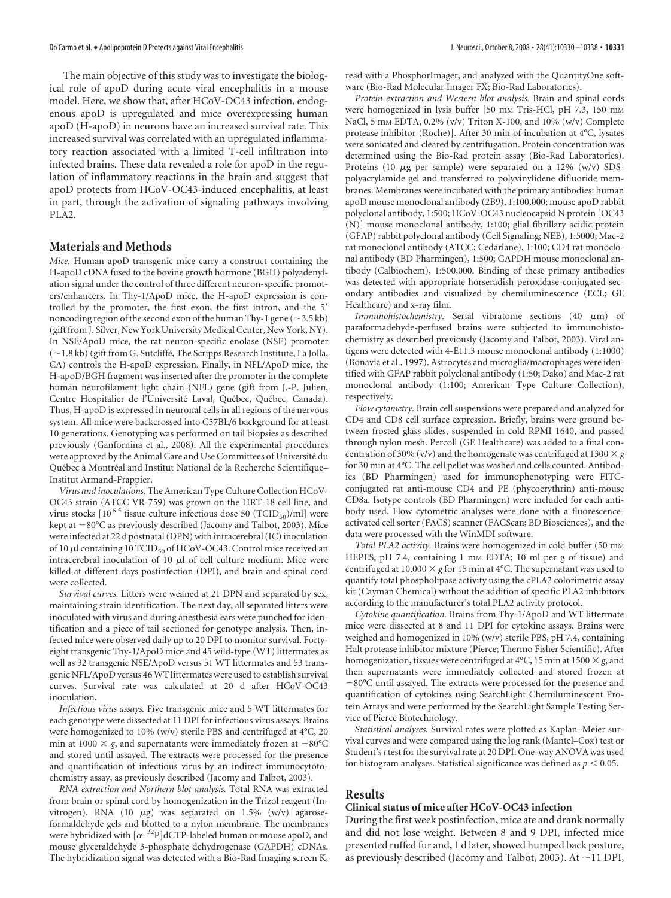The main objective of this study was to investigate the biological role of apoD during acute viral encephalitis in a mouse model. Here, we show that, after HCoV-OC43 infection, endogenous apoD is upregulated and mice overexpressing human apoD (H-apoD) in neurons have an increased survival rate. This increased survival was correlated with an upregulated inflammatory reaction associated with a limited T-cell infiltration into infected brains. These data revealed a role for apoD in the regulation of inflammatory reactions in the brain and suggest that apoD protects from HCoV-OC43-induced encephalitis, at least in part, through the activation of signaling pathways involving PLA2.

## Materials and Methods

*Mice.* Human apoD transgenic mice carry a construct containing the H-apoD cDNA fused to the bovine growth hormone (BGH) polyadenylation signal under the control of three different neuron-specific promoters/enhancers. In Thy-1/ApoD mice, the H-apoD expression is controlled by the promoter, the first exon, the first intron, and the 5′ noncoding region of the second exon of the human Thy-1 gene (~3.5 kb) (gift from J. Silver, New York University Medical Center, New York, NY). In NSE/ApoD mice, the rat neuron-specific enolase (NSE) promoter (~1.8 kb) (gift from G. Sutcliffe, The Scripps Research Institute, La Jolla, CA) controls the H-apoD expression. Finally, in NFL/ApoD mice, the H-apoD/BGH fragment was inserted after the promoter in the complete human neurofilament light chain (NFL) gene (gift from J.-P. Julien, Centre Hospitalier de l'Université Laval, Québec, Québec, Canada). Thus, H-apoD is expressed in neuronal cells in all regions of the nervous system. All mice were backcrossed into C57BL/6 background for at least 10 generations. Genotyping was performed on tail biopsies as described previously (Ganfornina et al., 2008). All the experimental procedures were approved by the Animal Care and Use Committees of Université du Québec à Montréal and Institut National de la Recherche Scientifique–Institut Armand-Frappier.

*Virus and inoculations.* The American Type Culture Collection HCoV-OC43 strain (ATCC VR-759) was grown on the HRT-18 cell line, and virus stocks [$10^{6.5}$ tissue culture infectious dose 50 ($TCID_{50}$)/ml] were kept at −80°C as previously described (Jacomy and Talbot, 2003). Mice were infected at 22 d postnatal (DPN) with intracerebral (IC) inoculation of 10 μl containing 10 $TCID_{50}$ of HCoV-OC43. Control mice received an intracerebral inoculation of 10 μl of cell culture medium. Mice were killed at different days postinfection (DPI), and brain and spinal cord were collected.

*Survival curves.* Litters were weaned at 21 DPN and separated by sex, maintaining strain identification. The next day, all separated litters were inoculated with virus and during anesthesia ears were punched for identification and a piece of tail sectioned for genotype analysis. Then, infected mice were observed daily up to 20 DPI to monitor survival. Forty-eight transgenic Thy-1/ApoD mice and 45 wild-type (WT) littermates as well as 32 transgenic NSE/ApoD versus 51 WT littermates and 53 transgenic NFL/ApoD versus 46 WT littermates were used to establish survival curves. Survival rate was calculated at 20 d after HCoV-OC43 inoculation.

*Infectious virus assays.* Five transgenic mice and 5 WT littermates for each genotype were dissected at 11 DPI for infectious virus assays. Brains were homogenized to 10% (w/v) sterile PBS and centrifuged at 4°C, 20 min at 1000 × *g*, and supernatants were immediately frozen at −80°C and stored until assayed. The extracts were processed for the presence and quantification of infectious virus by an indirect immunocytochemistry assay, as previously described (Jacomy and Talbot, 2003).

*RNA extraction and Northern blot analysis.* Total RNA was extracted from brain or spinal cord by homogenization in the Trizol reagent (Invitrogen). RNA (10 μg) was separated on 1.5% (w/v) agarose-formaldehyde gels and blotted to a nylon membrane. The membranes were hybridized with [α-$^{32}$P]dCTP-labeled human or mouse apoD, and mouse glyceraldehyde 3-phosphate dehydrogenase (GAPDH) cDNAs. The hybridization signal was detected with a Bio-Rad Imaging screen K, read with a PhosphorImager, and analyzed with the QuantityOne software (Bio-Rad Molecular Imager FX; Bio-Rad Laboratories).

*Protein extraction and Western blot analysis.* Brain and spinal cords were homogenized in lysis buffer [50 mM Tris-HCl, pH 7.3, 150 mM NaCl, 5 mM EDTA, 0.2% (v/v) Triton X-100, and 10% (v/v) Complete protease inhibitor (Roche)]. After 30 min of incubation at 4°C, lysates were sonicated and cleared by centrifugation. Protein concentration was determined using the Bio-Rad protein assay (Bio-Rad Laboratories). Proteins (10 μg per sample) were separated on a 12% (w/v) SDS-polyacrylamide gel and transferred to polyvinylidene difluoride membranes. Membranes were incubated with the primary antibodies: human apoD mouse monoclonal antibody (2B9), 1:100,000; mouse apoD rabbit polyclonal antibody, 1:500; HCoV-OC43 nucleocapsid N protein [OC43 (N)] mouse monoclonal antibody, 1:100; glial fibrillary acidic protein (GFAP) rabbit polyclonal antibody (Cell Signaling; NEB), 1:5000; Mac-2 rat monoclonal antibody (ATCC; Cedarlane), 1:100; CD4 rat monoclonal antibody (BD Pharmingen), 1:500; GAPDH mouse monoclonal antibody (Calbiochem), 1:500,000. Binding of these primary antibodies was detected with appropriate horseradish peroxidase-conjugated secondary antibodies and visualized by chemiluminescence (ECL; GE Healthcare) and x-ray film.

*Immunohistochemistry.* Serial vibratome sections (40 μm) of paraformadehyde-perfused brains were subjected to immunohistochemistry as described previously (Jacomy and Talbot, 2003). Viral antigens were detected with 4-E11.3 mouse monoclonal antibody (1:1000) (Bonavia et al., 1997). Astrocytes and microglia/macrophages were identified with GFAP rabbit polyclonal antibody (1:50; Dako) and Mac-2 rat monoclonal antibody (1:100; American Type Culture Collection), respectively.

*Flow cytometry.* Brain cell suspensions were prepared and analyzed for CD4 and CD8 cell surface expression. Briefly, brains were ground between frosted glass slides, suspended in cold RPMI 1640, and passed through nylon mesh. Percoll (GE Healthcare) was added to a final concentration of 30% (v/v) and the homogenate was centrifuged at 1300 × *g* for 30 min at 4°C. The cell pellet was washed and cells counted. Antibodies (BD Pharmingen) used for immunophenotyping were FITC-conjugated rat anti-mouse CD4 and PE (phycoerythrin) anti-mouse CD8a. Isotype controls (BD Pharmingen) were included for each antibody used. Flow cytometric analyses were done with a fluorescence-activated cell sorter (FACS) scanner (FACScan; BD Biosciences), and the data were processed with the WinMDI software.

*Total PLA2 activity.* Brains were homogenized in cold buffer (50 mM HEPES, pH 7.4, containing 1 mM EDTA; 10 ml per g of tissue) and centrifuged at 10,000 × *g* for 15 min at 4°C. The supernatant was used to quantify total phospholipase activity using the cPLA2 colorimetric assay kit (Cayman Chemical) without the addition of specific PLA2 inhibitors according to the manufacturer's total PLA2 activity protocol.

*Cytokine quantification.* Brains from Thy-1/ApoD and WT littermate mice were dissected at 8 and 11 DPI for cytokine assays. Brains were weighed and homogenized in 10% (w/v) sterile PBS, pH 7.4, containing Halt protease inhibitor mixture (Pierce; Thermo Fisher Scientific). After homogenization, tissues were centrifuged at 4°C, 15 min at 1500 × *g*, and then supernatants were immediately collected and stored frozen at −80°C until assayed. The extracts were processed for the presence and quantification of cytokines using SearchLight Chemiluminescent Protein Arrays and were performed by the SearchLight Sample Testing Service of Pierce Biotechnology.

*Statistical analyses.* Survival rates were plotted as Kaplan–Meier survival curves and were compared using the log rank (Mantel–Cox) test or Student's *t* test for the survival rate at 20 DPI. One-way ANOVA was used for histogram analyses. Statistical significance was defined as $p < 0.05$.

## Results

### Clinical status of mice after HCoV-OC43 infection

During the first week postinfection, mice ate and drank normally and did not lose weight. Between 8 and 9 DPI, infected mice presented ruffed fur and, 1 d later, showed humped back posture, as previously described (Jacomy and Talbot, 2003). At ~11 DPI,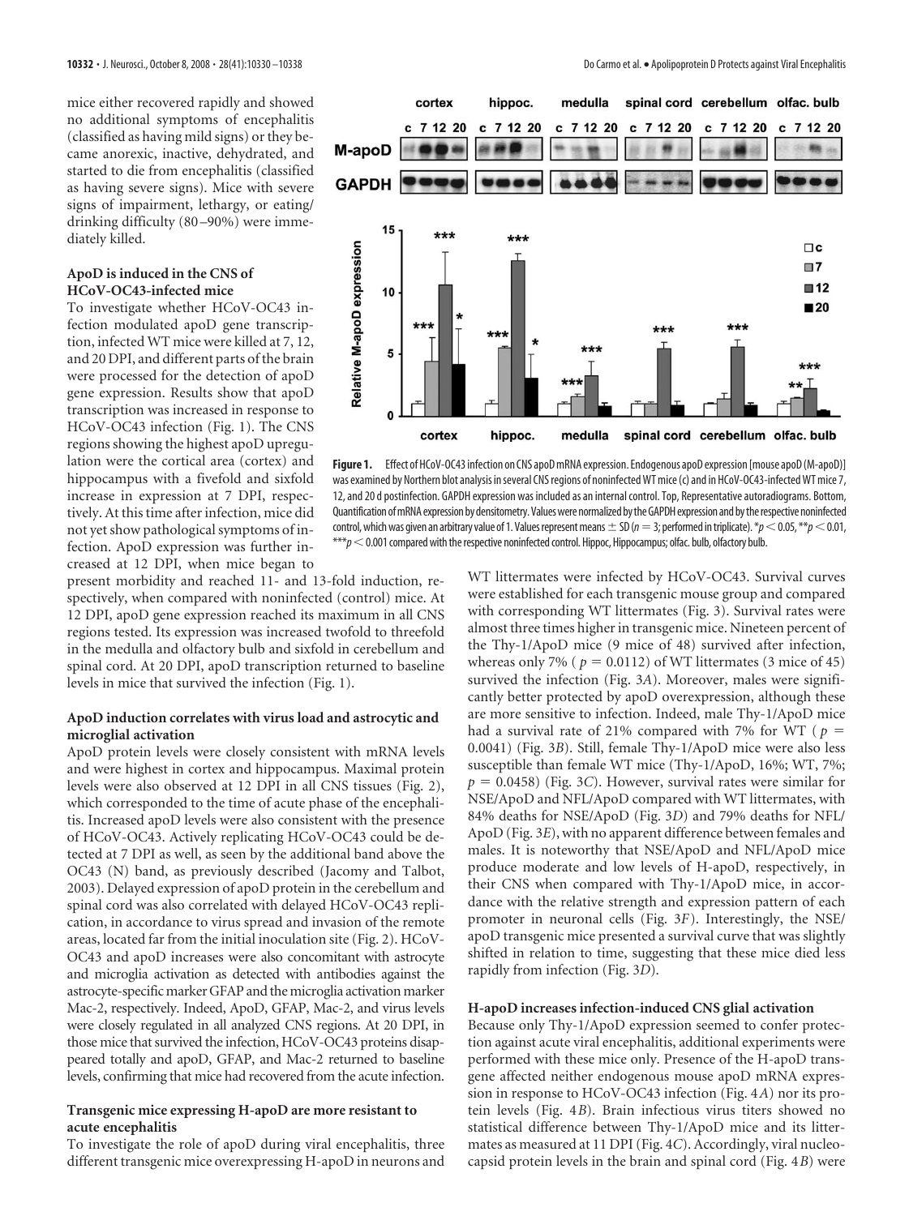mice either recovered rapidly and showed no additional symptoms of encephalitis (classified as having mild signs) or they became anorexic, inactive, dehydrated, and started to die from encephalitis (classified as having severe signs). Mice with severe signs of impairment, lethargy, or eating/drinking difficulty (80–90%) were immediately killed.

### ApoD is induced in the CNS of HCoV-OC43-infected mice

To investigate whether HCoV-OC43 infection modulated apoD gene transcription, infected WT mice were killed at 7, 12, and 20 DPI, and different parts of the brain were processed for the detection of apoD gene expression. Results show that apoD transcription was increased in response to HCoV-OC43 infection (Fig. 1). The CNS regions showing the highest apoD upregulation were the cortical area (cortex) and hippocampus with a fivefold and sixfold increase in expression at 7 DPI, respectively. At this time after infection, mice did not yet show pathological symptoms of infection. ApoD expression was further increased at 12 DPI, when mice began to present morbidity and reached 11- and 13-fold induction, respectively, when compared with noninfected (control) mice. At 12 DPI, apoD gene expression reached its maximum in all CNS regions tested. Its expression was increased twofold to threefold in the medulla and olfactory bulb and sixfold in cerebellum and spinal cord. At 20 DPI, apoD transcription returned to baseline levels in mice that survived the infection (Fig. 1).

**Figure 1.** Effect of HCoV-OC43 infection on CNS apoD mRNA expression. Endogenous apoD expression [mouse apoD (M-apoD)] was examined by Northern blot analysis in several CNS regions of noninfected WT mice (c) and in HCoV-OC43-infected WT mice 7, 12, and 20 d postinfection. GAPDH expression was included as an internal control. Top, Representative autoradiograms. Bottom, Quantification of mRNA expression by densitometry. Values were normalized by the GAPDH expression and by the respective noninfected control, which was given an arbitrary value of 1. Values represent means ± SD ($n = 3$; performed in triplicate). $^{*}p < 0.05$, $^{**}p < 0.01$, $^{***}p < 0.001$ compared with the respective noninfected control. Hippoc, Hippocampus; olfac. bulb, olfactory bulb.

### ApoD induction correlates with virus load and astrocytic and microglial activation

ApoD protein levels were closely consistent with mRNA levels and were highest in cortex and hippocampus. Maximal protein levels were also observed at 12 DPI in all CNS tissues (Fig. 2), which corresponded to the time of acute phase of the encephalitis. Increased apoD levels were also consistent with the presence of HCoV-OC43. Actively replicating HCoV-OC43 could be detected at 7 DPI as well, as seen by the additional band above the OC43 (N) band, as previously described (Jacomy and Talbot, 2003). Delayed expression of apoD protein in the cerebellum and spinal cord was also correlated with delayed HCoV-OC43 replication, in accordance to virus spread and invasion of the remote areas, located far from the initial inoculation site (Fig. 2). HCoV-OC43 and apoD increases were also concomitant with astrocyte and microglia activation as detected with antibodies against the astrocyte-specific marker GFAP and the microglia activation marker Mac-2, respectively. Indeed, ApoD, GFAP, Mac-2, and virus levels were closely regulated in all analyzed CNS regions. At 20 DPI, in those mice that survived the infection, HCoV-OC43 proteins disappeared totally and apoD, GFAP, and Mac-2 returned to baseline levels, confirming that mice had recovered from the acute infection.

### Transgenic mice expressing H-apoD are more resistant to acute encephalitis

To investigate the role of apoD during viral encephalitis, three different transgenic mice overexpressing H-apoD in neurons and WT littermates were infected by HCoV-OC43. Survival curves were established for each transgenic mouse group and compared with corresponding WT littermates (Fig. 3). Survival rates were almost three times higher in transgenic mice. Nineteen percent of the Thy-1/ApoD mice (9 mice of 48) survived after infection, whereas only 7% ($p = 0.0112$) of WT littermates (3 mice of 45) survived the infection (Fig. 3*A*). Moreover, males were significantly better protected by apoD overexpression, although these are more sensitive to infection. Indeed, male Thy-1/ApoD mice had a survival rate of 21% compared with 7% for WT ($p = 0.0041$) (Fig. 3*B*). Still, female Thy-1/ApoD mice were also less susceptible than female WT mice (Thy-1/ApoD, 16%; WT, 7%; $p = 0.0458$) (Fig. 3*C*). However, survival rates were similar for NSE/ApoD and NFL/ApoD compared with WT littermates, with 84% deaths for NSE/ApoD (Fig. 3*D*) and 79% deaths for NFL/ApoD (Fig. 3*E*), with no apparent difference between females and males. It is noteworthy that NSE/ApoD and NFL/ApoD mice produce moderate and low levels of H-apoD, respectively, in their CNS when compared with Thy-1/ApoD mice, in accordance with the relative strength and expression pattern of each promoter in neuronal cells (Fig. 3*F*). Interestingly, the NSE/apoD transgenic mice presented a survival curve that was slightly shifted in relation to time, suggesting that these mice died less rapidly from infection (Fig. 3*D*).

### H-apoD increases infection-induced CNS glial activation

Because only Thy-1/ApoD expression seemed to confer protection against acute viral encephalitis, additional experiments were performed with these mice only. Presence of the H-apoD transgene affected neither endogenous mouse apoD mRNA expression in response to HCoV-OC43 infection (Fig. 4*A*) nor its protein levels (Fig. 4*B*). Brain infectious virus titers showed no statistical difference between Thy-1/ApoD mice and its littermates as measured at 11 DPI (Fig. 4*C*). Accordingly, viral nucleocapsid protein levels in the brain and spinal cord (Fig. 4*B*) were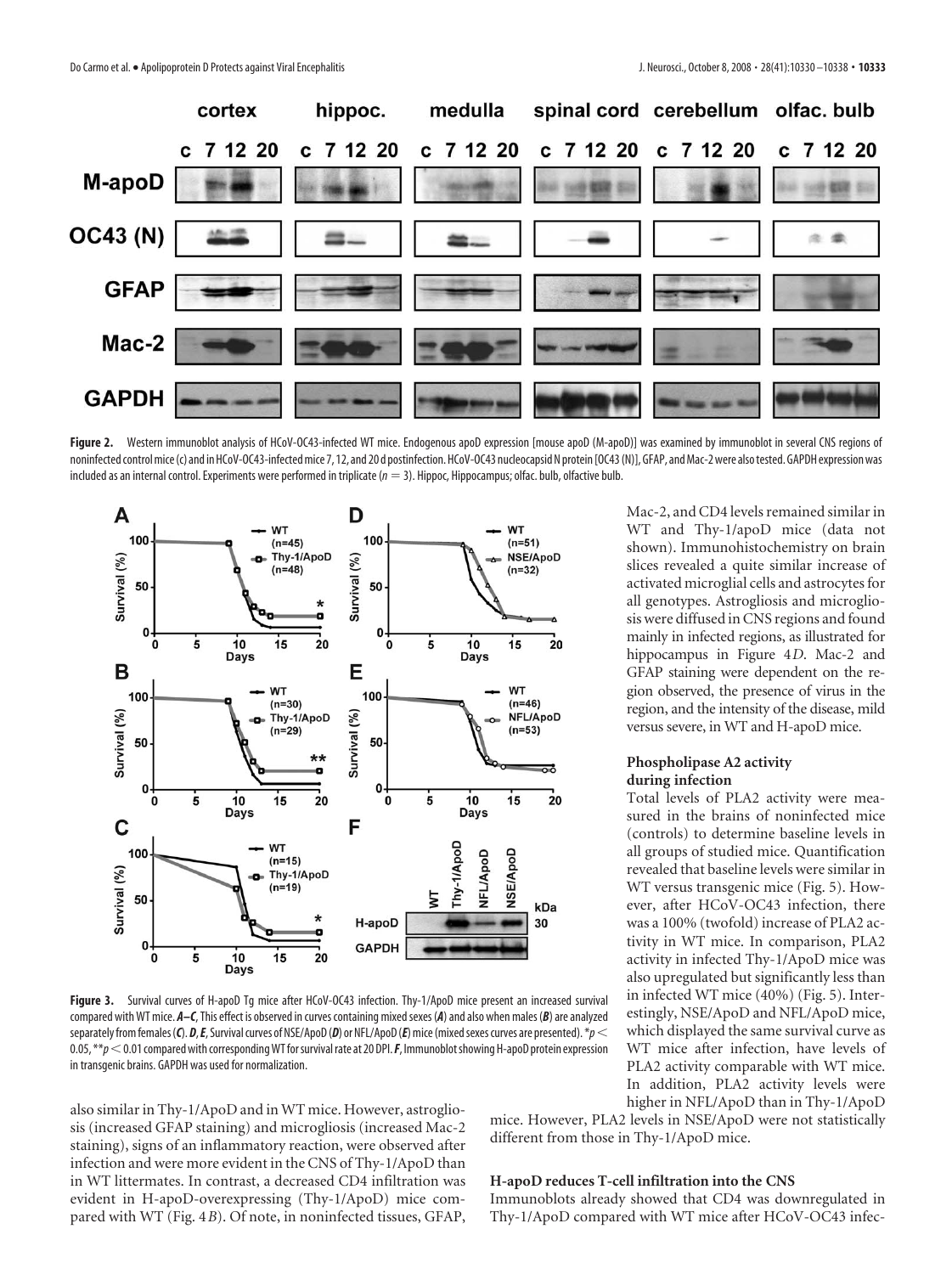**Figure 2.** Western immunoblot analysis of HCoV-OC43-infected WT mice. Endogenous apoD expression [mouse apoD (M-apoD)] was examined by immunoblot in several CNS regions of noninfected control mice (c) and in HCoV-OC43-infected mice 7, 12, and 20 d postinfection. HCoV-OC43 nucleocapsid N protein [OC43 (N)], GFAP, and Mac-2 were also tested. GAPDH expression was included as an internal control. Experiments were performed in triplicate ($n = 3$). Hippoc, Hippocampus; olfac. bulb, olfactive bulb.

**Figure 3.** Survival curves of H-apoD Tg mice after HCoV-OC43 infection. Thy-1/ApoD mice present an increased survival compared with WT mice. ***A–C***, This effect is observed in curves containing mixed sexes (***A***) and also when males (***B***) are analyzed separately from females (***C***). ***D***, ***E***, Survival curves of NSE/ApoD (***D***) or NFL/ApoD (***E***) mice (mixed sexes curves are presented). *$p < 0.05$, **$p < 0.01$ compared with corresponding WT for survival rate at 20 DPI. ***F***, Immunoblot showing H-apoD protein expression in transgenic brains. GAPDH was used for normalization.

also similar in Thy-1/ApoD and in WT mice. However, astrogliosis (increased GFAP staining) and microgliosis (increased Mac-2 staining), signs of an inflammatory reaction, were observed after infection and were more evident in the CNS of Thy-1/ApoD than in WT littermates. In contrast, a decreased CD4 infiltration was evident in H-apoD-overexpressing (Thy-1/ApoD) mice compared with WT (Fig. 4*B*). Of note, in noninfected tissues, GFAP, Mac-2, and CD4 levels remained similar in WT and Thy-1/apoD mice (data not shown). Immunohistochemistry on brain slices revealed a quite similar increase of activated microglial cells and astrocytes for all genotypes. Astrogliosis and microgliosis were diffused in CNS regions and found mainly in infected regions, as illustrated for hippocampus in Figure 4*D*. Mac-2 and GFAP staining were dependent on the region observed, the presence of virus in the region, and the intensity of the disease, mild versus severe, in WT and H-apoD mice.

### Phospholipase A2 activity during infection

Total levels of PLA2 activity were measured in the brains of noninfected mice (controls) to determine baseline levels in all groups of studied mice. Quantification revealed that baseline levels were similar in WT versus transgenic mice (Fig. 5). However, after HCoV-OC43 infection, there was a 100% (twofold) increase of PLA2 activity in WT mice. In comparison, PLA2 activity in infected Thy-1/ApoD mice was also upregulated but significantly less than in infected WT mice (40%) (Fig. 5). Interestingly, NSE/ApoD and NFL/ApoD mice, which displayed the same survival curve as WT mice after infection, have levels of PLA2 activity comparable with WT mice. In addition, PLA2 activity levels were higher in NFL/ApoD than in Thy-1/ApoD mice. However, PLA2 levels in NSE/ApoD were not statistically different from those in Thy-1/ApoD mice.

### H-apoD reduces T-cell infiltration into the CNS

Immunoblots already showed that CD4 was downregulated in Thy-1/ApoD compared with WT mice after HCoV-OC43 infec-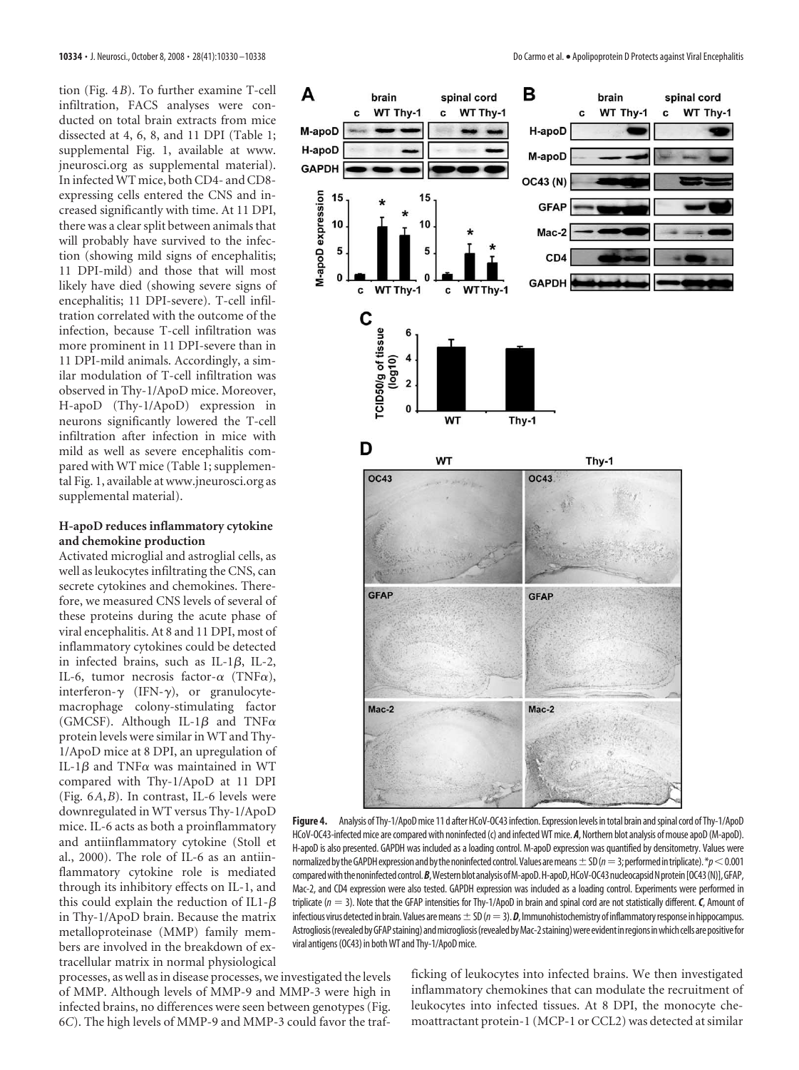tion (Fig. 4*B*). To further examine T-cell infiltration, FACS analyses were conducted on total brain extracts from mice dissected at 4, 6, 8, and 11 DPI (Table 1; supplemental Fig. 1, available at www.jneurosci.org as supplemental material). In infected WT mice, both CD4- and CD8-expressing cells entered the CNS and increased significantly with time. At 11 DPI, there was a clear split between animals that will probably have survived to the infection (showing mild signs of encephalitis; 11 DPI-mild) and those that will most likely have died (showing severe signs of encephalitis; 11 DPI-severe). T-cell infiltration correlated with the outcome of the infection, because T-cell infiltration was more prominent in 11 DPI-severe than in 11 DPI-mild animals. Accordingly, a similar modulation of T-cell infiltration was observed in Thy-1/ApoD mice. Moreover, H-apoD (Thy-1/ApoD) expression in neurons significantly lowered the T-cell infiltration after infection in mice with mild as well as severe encephalitis compared with WT mice (Table 1; supplemental Fig. 1, available at www.jneurosci.org as supplemental material).

### H-apoD reduces inflammatory cytokine and chemokine production

Activated microglial and astroglial cells, as well as leukocytes infiltrating the CNS, can secrete cytokines and chemokines. Therefore, we measured CNS levels of several of these proteins during the acute phase of viral encephalitis. At 8 and 11 DPI, most of inflammatory cytokines could be detected in infected brains, such as IL-1$\beta$, IL-2, IL-6, tumor necrosis factor-$\alpha$ (TNF$\alpha$), interferon-$\gamma$ (IFN-$\gamma$), or granulocyte-macrophage colony-stimulating factor (GMCSF). Although IL-1$\beta$ and TNF$\alpha$ protein levels were similar in WT and Thy-1/ApoD mice at 8 DPI, an upregulation of IL-1$\beta$ and TNF$\alpha$ was maintained in WT compared with Thy-1/ApoD at 11 DPI (Fig. 6*A*,*B*). In contrast, IL-6 levels were downregulated in WT versus Thy-1/ApoD mice. IL-6 acts as both a proinflammatory and antiinflammatory cytokine (Stoll et al., 2000). The role of IL-6 as an antiinflammatory cytokine role is mediated through its inhibitory effects on IL-1, and this could explain the reduction of IL1-$\beta$ in Thy-1/ApoD brain. Because the matrix metalloproteinase (MMP) family members are involved in the breakdown of extracellular matrix in normal physiological processes, as well as in disease processes, we investigated the levels of MMP. Although levels of MMP-9 and MMP-3 were high in infected brains, no differences were seen between genotypes (Fig. 6*C*). The high levels of MMP-9 and MMP-3 could favor the trafficking of leukocytes into infected brains. We then investigated inflammatory chemokines that can modulate the recruitment of leukocytes into infected tissues. At 8 DPI, the monocyte chemoattractant protein-1 (MCP-1 or CCL2) was detected at similar

**Figure 4.** Analysis of Thy-1/ApoD mice 11 d after HCoV-OC43 infection. Expression levels in total brain and spinal cord of Thy-1/ApoD HCoV-OC43-infected mice are compared with noninfected (c) and infected WT mice. ***A***, Northern blot analysis of mouse apoD (M-apoD). H-apoD is also presented. GAPDH was included as a loading control. M-apoD expression was quantified by densitometry. Values were normalized by the GAPDH expression and by the noninfected control. Values are means ± SD ($n = 3$; performed in triplicate). *$p < 0.001$ compared with the noninfected control. ***B***, Western blot analysis of M-apoD. H-apoD, HCoV-OC43 nucleocapsid N protein [OC43 (N)], GFAP, Mac-2, and CD4 expression were also tested. GAPDH expression was included as a loading control. Experiments were performed in triplicate ($n = 3$). Note that the GFAP intensities for Thy-1/ApoD in brain and spinal cord are not statistically different. ***C***, Amount of infectious virus detected in brain. Values are means ± SD ($n = 3$). ***D***, Immunohistochemistry of inflammatory response in hippocampus. Astrogliosis (revealed by GFAP staining) and microgliosis (revealed by Mac-2 staining) were evident in regions in which cells are positive for viral antigens (OC43) in both WT and Thy-1/ApoD mice.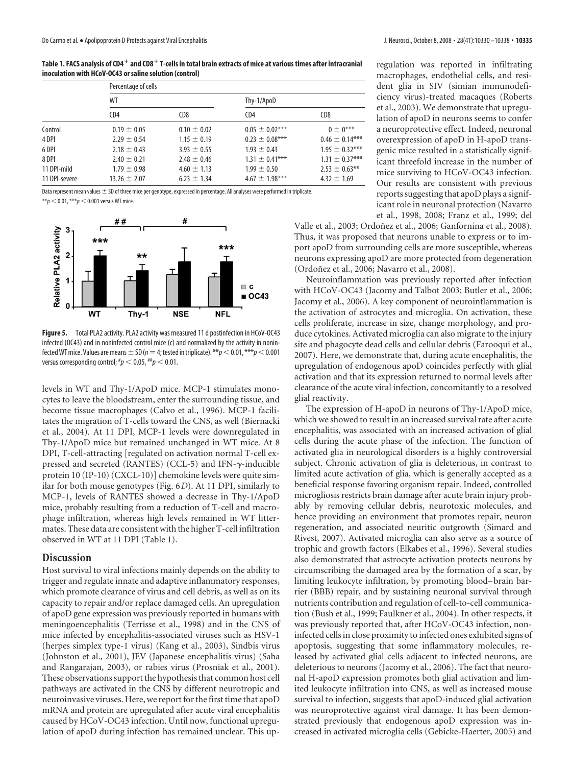**Table 1. FACS analysis of $CD4^+$ and $CD8^+$ T-cells in total brain extracts of mice at various times after intracranial inoculation with HCoV-OC43 or saline solution (control)**

| | Percentage of cells | | | |
|---|---|---|---|---|
| | WT | | Thy-1/ApoD | |
| | CD4 | CD8 | CD4 | CD8 |
| Control | 0.19 ± 0.05 | 0.10 ± 0.02 | 0.05 ± 0.02*** | 0 ± 0*** |
| 4 DPI | 2.29 ± 0.54 | 1.15 ± 0.19 | 0.23 ± 0.08*** | 0.46 ± 0.14*** |
| 6 DPI | 2.18 ± 0.43 | 3.93 ± 0.55 | 1.93 ± 0.43 | 1.95 ± 0.32*** |
| 8 DPI | 2.40 ± 0.21 | 2.48 ± 0.46 | 1.31 ± 0.41*** | 1.31 ± 0.37*** |
| 11 DPI-mild | 1.79 ± 0.98 | 4.60 ± 1.13 | 1.99 ± 0.50 | 2.53 ± 0.63** |
| 11 DPI-severe | 13.26 ± 2.07 | 6.23 ± 1.34 | 4.67 ± 1.98*** | 4.32 ± 1.69 |

Data represent mean values ± SD of three mice per genotype, expressed in percentage. All analyses were performed in triplicate.
$^{**}p < 0.01$, $^{***}p < 0.001$ versus WT mice.

**Figure 5.** Total PLA2 activity. PLA2 activity was measured 11 d postinfection in HCoV-OC43 infected (OC43) and in noninfected control mice (c) and normalized by the activity in noninfected WT mice. Values are means ± SD ($n = 4$; tested in triplicate). $^{**}p < 0.01$, $^{***}p < 0.001$ versus corresponding control; $^{\#}p < 0.05$, $^{\#\#}p < 0.01$.

levels in WT and Thy-1/ApoD mice. MCP-1 stimulates monocytes to leave the bloodstream, enter the surrounding tissue, and become tissue macrophages (Calvo et al., 1996). MCP-1 facilitates the migration of T-cells toward the CNS, as well (Biernacki et al., 2004). At 11 DPI, MCP-1 levels were downregulated in Thy-1/ApoD mice but remained unchanged in WT mice. At 8 DPI, T-cell-attracting [regulated on activation normal T-cell expressed and secreted (RANTES) (CCL-5) and IFN-γ-inducible protein 10 (IP-10) (CXCL-10)] chemokine levels were quite similar for both mouse genotypes (Fig. 6*D*). At 11 DPI, similarly to MCP-1, levels of RANTES showed a decrease in Thy-1/ApoD mice, probably resulting from a reduction of T-cell and macrophage infiltration, whereas high levels remained in WT littermates. These data are consistent with the higher T-cell infiltration observed in WT at 11 DPI (Table 1).

## Discussion

Host survival to viral infections mainly depends on the ability to trigger and regulate innate and adaptive inflammatory responses, which promote clearance of virus and cell debris, as well as on its capacity to repair and/or replace damaged cells. An upregulation of apoD gene expression was previously reported in humans with meningoencephalitis (Terrisse et al., 1998) and in the CNS of mice infected by encephalitis-associated viruses such as HSV-1 (herpes simplex type-1 virus) (Kang et al., 2003), Sindbis virus (Johnston et al., 2001), JEV (Japanese encephalitis virus) (Saha and Rangarajan, 2003), or rabies virus (Prosniak et al., 2001). These observations support the hypothesis that common host cell pathways are activated in the CNS by different neurotropic and neuroinvasive viruses. Here, we report for the first time that apoD mRNA and protein are upregulated after acute viral encephalitis caused by HCoV-OC43 infection. Until now, functional upregulation of apoD during infection has remained unclear. This upregulation was reported in infiltrating macrophages, endothelial cells, and resident glia in SIV (simian immunodeficiency virus)-treated macaques (Roberts et al., 2003). We demonstrate that upregulation of apoD in neurons seems to confer a neuroprotective effect. Indeed, neuronal overexpression of apoD in H-apoD transgenic mice resulted in a statistically significant threefold increase in the number of mice surviving to HCoV-OC43 infection. Our results are consistent with previous reports suggesting that apoD plays a significant role in neuronal protection (Navarro et al., 1998, 2008; Franz et al., 1999; del Valle et al., 2003; Ordoñez et al., 2006; Ganfornina et al., 2008). Thus, it was proposed that neurons unable to express or to import apoD from surrounding cells are more susceptible, whereas neurons expressing apoD are more protected from degeneration (Ordoñez et al., 2006; Navarro et al., 2008).

Neuroinflammation was previously reported after infection with HCoV-OC43 (Jacomy and Talbot 2003; Butler et al., 2006; Jacomy et al., 2006). A key component of neuroinflammation is the activation of astrocytes and microglia. On activation, these cells proliferate, increase in size, change morphology, and produce cytokines. Activated microglia can also migrate to the injury site and phagocyte dead cells and cellular debris (Farooqui et al., 2007). Here, we demonstrate that, during acute encephalitis, the upregulation of endogenous apoD coincides perfectly with glial activation and that its expression returned to normal levels after clearance of the acute viral infection, concomitantly to a resolved glial reactivity.

The expression of H-apoD in neurons of Thy-1/ApoD mice, which we showed to result in an increased survival rate after acute encephalitis, was associated with an increased activation of glial cells during the acute phase of the infection. The function of activated glia in neurological disorders is a highly controversial subject. Chronic activation of glia is deleterious, in contrast to limited acute activation of glia, which is generally accepted as a beneficial response favoring organism repair. Indeed, controlled microgliosis restricts brain damage after acute brain injury probably by removing cellular debris, neurotoxic molecules, and hence providing an environment that promotes repair, neuron regeneration, and associated neuritic outgrowth (Simard and Rivest, 2007). Activated microglia can also serve as a source of trophic and growth factors (Elkabes et al., 1996). Several studies also demonstrated that astrocyte activation protects neurons by circumscribing the damaged area by the formation of a scar, by limiting leukocyte infiltration, by promoting blood–brain barrier (BBB) repair, and by sustaining neuronal survival through nutrients contribution and regulation of cell-to-cell communication (Bush et al., 1999; Faulkner et al., 2004). In other respects, it was previously reported that, after HCoV-OC43 infection, noninfected cells in close proximity to infected ones exhibited signs of apoptosis, suggesting that some inflammatory molecules, released by activated glial cells adjacent to infected neurons, are deleterious to neurons (Jacomy et al., 2006). The fact that neuronal H-apoD expression promotes both glial activation and limited leukocyte infiltration into CNS, as well as increased mouse survival to infection, suggests that apoD-induced glial activation was neuroprotective against viral damage. It has been demonstrated previously that endogenous apoD expression was increased in activated microglia cells (Gebicke-Haerter, 2005) and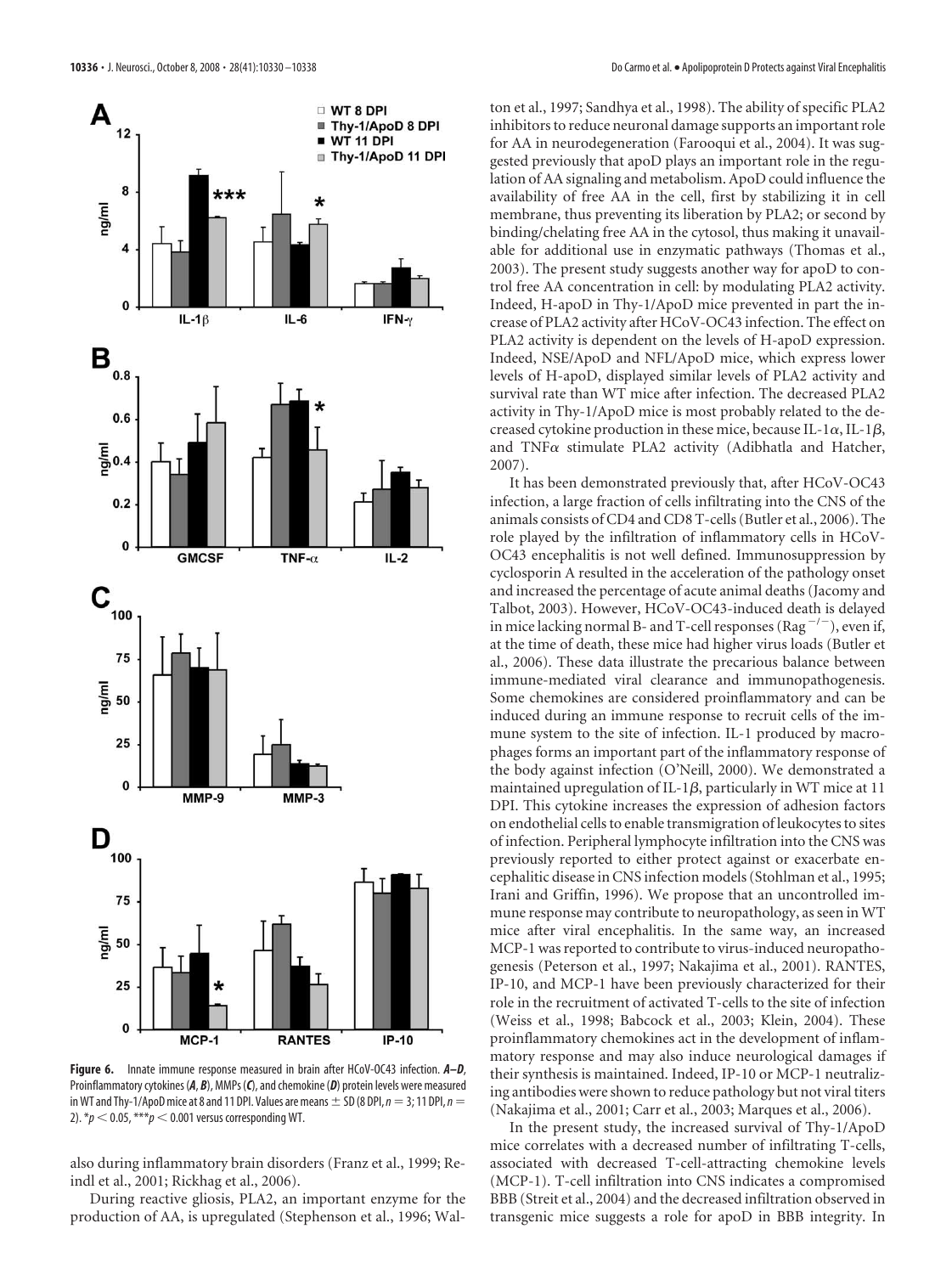**Figure 6.** Innate immune response measured in brain after HCoV-OC43 infection. ***A–D***, Proinflammatory cytokines (***A***, ***B***), MMPs (***C***), and chemokine (***D***) protein levels were measured in WT and Thy-1/ApoD mice at 8 and 11 DPI. Values are means ± SD (8 DPI, $n = 3$; 11 DPI, $n = 2$). $*p < 0.05$, $***p < 0.001$ versus corresponding WT.

also during inflammatory brain disorders (Franz et al., 1999; Reindl et al., 2001; Rickhag et al., 2006).

During reactive gliosis, PLA2, an important enzyme for the production of AA, is upregulated (Stephenson et al., 1996; Walton et al., 1997; Sandhya et al., 1998). The ability of specific PLA2 inhibitors to reduce neuronal damage supports an important role for AA in neurodegeneration (Farooqui et al., 2004). It was suggested previously that apoD plays an important role in the regulation of AA signaling and metabolism. ApoD could influence the availability of free AA in the cell, first by stabilizing it in cell membrane, thus preventing its liberation by PLA2; or second by binding/chelating free AA in the cytosol, thus making it unavailable for additional use in enzymatic pathways (Thomas et al., 2003). The present study suggests another way for apoD to control free AA concentration in cell: by modulating PLA2 activity. Indeed, H-apoD in Thy-1/ApoD mice prevented in part the increase of PLA2 activity after HCoV-OC43 infection. The effect on PLA2 activity is dependent on the levels of H-apoD expression. Indeed, NSE/ApoD and NFL/ApoD mice, which express lower levels of H-apoD, displayed similar levels of PLA2 activity and survival rate than WT mice after infection. The decreased PLA2 activity in Thy-1/ApoD mice is most probably related to the decreased cytokine production in these mice, because IL-1α, IL-1β, and TNFα stimulate PLA2 activity (Adibhatla and Hatcher, 2007).

It has been demonstrated previously that, after HCoV-OC43 infection, a large fraction of cells infiltrating into the CNS of the animals consists of CD4 and CD8 T-cells (Butler et al., 2006). The role played by the infiltration of inflammatory cells in HCoV-OC43 encephalitis is not well defined. Immunosuppression by cyclosporin A resulted in the acceleration of the pathology onset and increased the percentage of acute animal deaths (Jacomy and Talbot, 2003). However, HCoV-OC43-induced death is delayed in mice lacking normal B- and T-cell responses ($Rag^{-/-}$), even if, at the time of death, these mice had higher virus loads (Butler et al., 2006). These data illustrate the precarious balance between immune-mediated viral clearance and immunopathogenesis. Some chemokines are considered proinflammatory and can be induced during an immune response to recruit cells of the immune system to the site of infection. IL-1 produced by macrophages forms an important part of the inflammatory response of the body against infection (O'Neill, 2000). We demonstrated a maintained upregulation of IL-1β, particularly in WT mice at 11 DPI. This cytokine increases the expression of adhesion factors on endothelial cells to enable transmigration of leukocytes to sites of infection. Peripheral lymphocyte infiltration into the CNS was previously reported to either protect against or exacerbate encephalitic disease in CNS infection models (Stohlman et al., 1995; Irani and Griffin, 1996). We propose that an uncontrolled immune response may contribute to neuropathology, as seen in WT mice after viral encephalitis. In the same way, an increased MCP-1 was reported to contribute to virus-induced neuropathogenesis (Peterson et al., 1997; Nakajima et al., 2001). RANTES, IP-10, and MCP-1 have been previously characterized for their role in the recruitment of activated T-cells to the site of infection (Weiss et al., 1998; Babcock et al., 2003; Klein, 2004). These proinflammatory chemokines act in the development of inflammatory response and may also induce neurological damages if their synthesis is maintained. Indeed, IP-10 or MCP-1 neutralizing antibodies were shown to reduce pathology but not viral titers (Nakajima et al., 2001; Carr et al., 2003; Marques et al., 2006).

In the present study, the increased survival of Thy-1/ApoD mice correlates with a decreased number of infiltrating T-cells, associated with decreased T-cell-attracting chemokine levels (MCP-1). T-cell infiltration into CNS indicates a compromised BBB (Streit et al., 2004) and the decreased infiltration observed in transgenic mice suggests a role for apoD in BBB integrity. In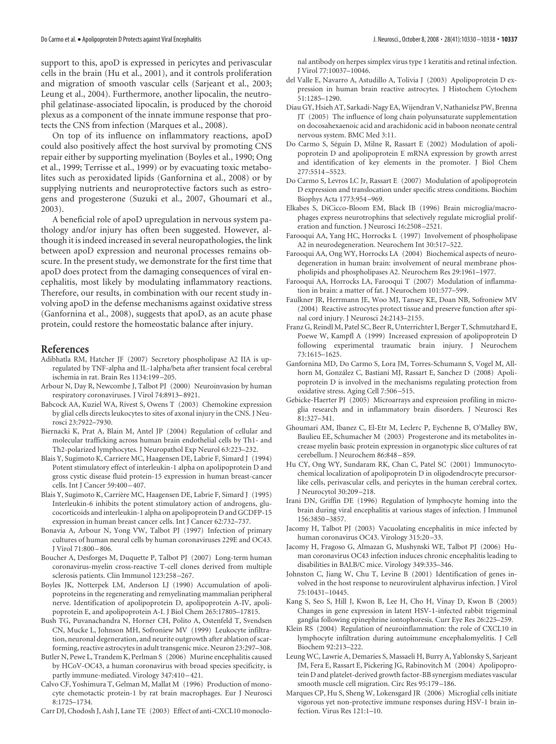support to this, apoD is expressed in pericytes and perivascular cells in the brain (Hu et al., 2001), and it controls proliferation and migration of smooth vascular cells (Sarjeant et al., 2003; Leung et al., 2004). Furthermore, another lipocalin, the neutrophil gelatinase-associated lipocalin, is produced by the choroid plexus as a component of the innate immune response that protects the CNS from infection (Marques et al., 2008).

On top of its influence on inflammatory reactions, apoD could also positively affect the host survival by promoting CNS repair either by supporting myelination (Boyles et al., 1990; Ong et al., 1999; Terrisse et al., 1999) or by evacuating toxic metabolites such as peroxidated lipids (Ganfornina et al., 2008) or by supplying nutrients and neuroprotective factors such as estrogens and progesterone (Suzuki et al., 2007, Ghoumari et al., 2003).

A beneficial role of apoD upregulation in nervous system pathology and/or injury has often been suggested. However, although it is indeed increased in several neuropathologies, the link between apoD expression and neuronal processes remains obscure. In the present study, we demonstrate for the first time that apoD does protect from the damaging consequences of viral encephalitis, most likely by modulating inflammatory reactions. Therefore, our results, in combination with our recent study involving apoD in the defense mechanisms against oxidative stress (Ganfornina et al., 2008), suggests that apoD, as an acute phase protein, could restore the homeostatic balance after injury.

## References

Adibhatla RM, Hatcher JF (2007) Secretory phospholipase A2 IIA is upregulated by TNF-alpha and IL-1alpha/beta after transient focal cerebral ischemia in rat. Brain Res 1134:199–205.

Arbour N, Day R, Newcombe J, Talbot PJ (2000) Neuroinvasion by human respiratory coronaviruses. J Virol 74:8913–8921.

Babcock AA, Kuziel WA, Rivest S, Owens T (2003) Chemokine expression by glial cells directs leukocytes to sites of axonal injury in the CNS. J Neurosci 23:7922–7930.

Biernacki K, Prat A, Blain M, Antel JP (2004) Regulation of cellular and molecular trafficking across human brain endothelial cells by Th1- and Th2-polarized lymphocytes. J Neuropathol Exp Neurol 63:223–232.

Blais Y, Sugimoto K, Carriere MC, Haagensen DE, Labrie F, Simard J (1994) Potent stimulatory effect of interleukin-1 alpha on apolipoprotein D and gross cystic disease fluid protein-15 expression in human breast-cancer cells. Int J Cancer 59:400–407.

Blais Y, Sugimoto K, Carrière MC, Haagensen DE, Labrie F, Simard J (1995) Interleukin-6 inhibits the potent stimulatory action of androgens, glucocorticoids and interleukin-1 alpha on apolipoprotein D and GCDFP-15 expression in human breast cancer cells. Int J Cancer 62:732–737.

Bonavia A, Arbour N, Yong VW, Talbot PJ (1997) Infection of primary cultures of human neural cells by human coronaviruses 229E and OC43. J Virol 71:800–806.

Boucher A, Desforges M, Duquette P, Talbot PJ (2007) Long-term human coronavirus-myelin cross-reactive T-cell clones derived from multiple sclerosis patients. Clin Immunol 123:258–267.

Boyles JK, Notterpek LM, Anderson LJ (1990) Accumulation of apolipoproteins in the regenerating and remyelinating mammalian peripheral nerve. Identification of apolipoprotein D, apolipoprotein A-IV, apolipoprotein E, and apolipoprotein A-I. J Biol Chem 265:17805–17815.

Bush TG, Puvanachandra N, Horner CH, Polito A, Ostenfeld T, Svendsen CN, Mucke L, Johnson MH, Sofroniew MV (1999) Leukocyte infiltration, neuronal degeneration, and neurite outgrowth after ablation of scar-forming, reactive astrocytes in adult transgenic mice. Neuron 23:297–308.

Butler N, Pewe L, Trandem K, Perlman S (2006) Murine encephalitis caused by HCoV-OC43, a human coronavirus with broad species specificity, is partly immune-mediated. Virology 347:410–421.

Calvo CF, Yoshimura T, Gelman M, Mallat M (1996) Production of monocyte chemotactic protein-1 by rat brain macrophages. Eur J Neurosci 8:1725–1734.

Carr DJ, Chodosh J, Ash J, Lane TE (2003) Effect of anti-CXCL10 monoclonal antibody on herpes simplex virus type 1 keratitis and retinal infection. J Virol 77:10037–10046.

del Valle E, Navarro A, Astudillo A, Tolivia J (2003) Apolipoprotein D expression in human brain reactive astrocytes. J Histochem Cytochem 51:1285–1290.

Diau GY, Hsieh AT, Sarkadi-Nagy EA, Wijendran V, Nathanielsz PW, Brenna JT (2005) The influence of long chain polyunsaturate supplementation on docosahexaenoic acid and arachidonic acid in baboon neonate central nervous system. BMC Med 3:11.

Do Carmo S, Séguin D, Milne R, Rassart E (2002) Modulation of apolipoprotein D and apolipoprotein E mRNA expression by growth arrest and identification of key elements in the promoter. J Biol Chem 277:5514–5523.

Do Carmo S, Levros LC Jr, Rassart E (2007) Modulation of apolipoprotein D expression and translocation under specific stress conditions. Biochim Biophys Acta 1773:954–969.

Elkabes S, DiCicco-Bloom EM, Black IB (1996) Brain microglia/macrophages express neurotrophins that selectively regulate microglial proliferation and function. J Neurosci 16:2508–2521.

Farooqui AA, Yang HC, Horrocks L (1997) Involvement of phospholipase A2 in neurodegeneration. Neurochem Int 30:517–522.

Farooqui AA, Ong WY, Horrocks LA (2004) Biochemical aspects of neurodegeneration in human brain: involvement of neural membrane phospholipids and phospholipases A2. Neurochem Res 29:1961–1977.

Farooqui AA, Horrocks LA, Farooqui T (2007) Modulation of inflammation in brain: a matter of fat. J Neurochem 101:577–599.

Faulkner JR, Herrmann JE, Woo MJ, Tansey KE, Doan NB, Sofroniew MV (2004) Reactive astrocytes protect tissue and preserve function after spinal cord injury. J Neurosci 24:2143–2155.

Franz G, Reindl M, Patel SC, Beer R, Unterrichter I, Berger T, Schmutzhard E, Poewe W, Kampfl A (1999) Increased expression of apolipoprotein D following experimental traumatic brain injury. J Neurochem 73:1615–1625.

Ganfornina MD, Do Carmo S, Lora JM, Torres-Schumann S, Vogel M, Allhorn M, González C, Bastiani MJ, Rassart E, Sanchez D (2008) Apolipoprotein D is involved in the mechanisms regulating protection from oxidative stress. Aging Cell 7:506–515.

Gebicke-Haerter PJ (2005) Microarrays and expression profiling in microglia research and in inflammatory brain disorders. J Neurosci Res 81:327–341.

Ghoumari AM, Ibanez C, El-Etr M, Leclerc P, Eychenne B, O'Malley BW, Baulieu EE, Schumacher M (2003) Progesterone and its metabolites increase myelin basic protein expression in organotypic slice cultures of rat cerebellum. J Neurochem 86:848–859.

Hu CY, Ong WY, Sundaram RK, Chan C, Patel SC (2001) Immunocytochemical localization of apolipoprotein D in oligodendrocyte precursor-like cells, perivascular cells, and pericytes in the human cerebral cortex. J Neurocytol 30:209–218.

Irani DN, Griffin DE (1996) Regulation of lymphocyte homing into the brain during viral encephalitis at various stages of infection. J Immunol 156:3850–3857.

Jacomy H, Talbot PJ (2003) Vacuolating encephalitis in mice infected by human coronavirus OC43. Virology 315:20–33.

Jacomy H, Fragoso G, Almazan G, Mushynski WE, Talbot PJ (2006) Human coronavirus OC43 infection induces chronic encephalitis leading to disabilities in BALB/C mice. Virology 349:335–346.

Johnston C, Jiang W, Chu T, Levine B (2001) Identification of genes involved in the host response to neurovirulent alphavirus infection. J Virol 75:10431–10445.

Kang S, Seo S, Hill J, Kwon B, Lee H, Cho H, Vinay D, Kwon B (2003) Changes in gene expression in latent HSV-1-infected rabbit trigeminal ganglia following epinephrine iontophoresis. Curr Eye Res 26:225–259.

Klein RS (2004) Regulation of neuroinflammation: the role of CXCL10 in lymphocyte infiltration during autoimmune encephalomyelitis. J Cell Biochem 92:213–222.

Leung WC, Lawrie A, Demaries S, Massaeli H, Burry A, Yablonsky S, Sarjeant JM, Fera E, Rassart E, Pickering JG, Rabinovitch M (2004) Apolipoprotein D and platelet-derived growth factor-BB synergism mediates vascular smooth muscle cell migration. Circ Res 95:179–186.

Marques CP, Hu S, Sheng W, Lokensgard JR (2006) Microglial cells initiate vigorous yet non-protective immune responses during HSV-1 brain infection. Virus Res 121:1–10.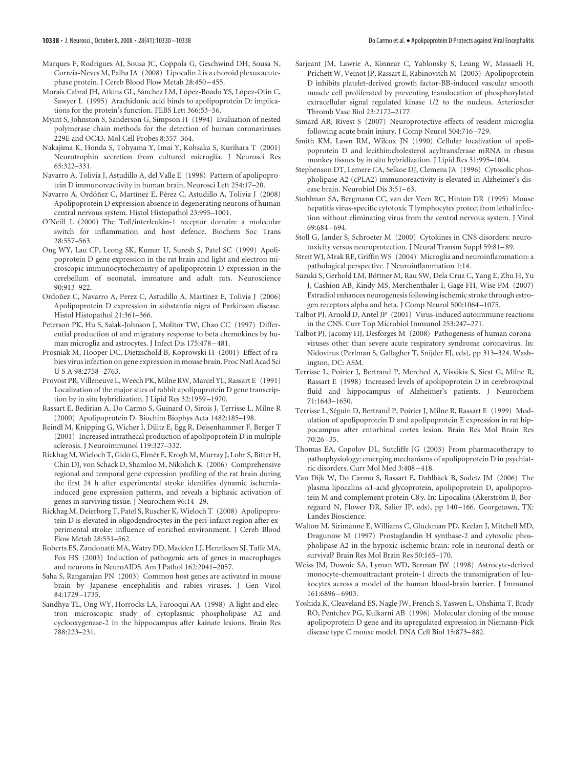Marques F, Rodrigues AJ, Sousa JC, Coppola G, Geschwind DH, Sousa N, Correia-Neves M, Palha JA (2008) Lipocalin 2 is a choroid plexus acute-phase protein. J Cereb Blood Flow Metab 28:450–455.

Morais Cabral JH, Atkins GL, Sánchez LM, López-Boado YS, López-Otín C, Sawyer L (1995) Arachidonic acid binds to apolipoprotein D: implications for the protein's function. FEBS Lett 366:53–56.

Myint S, Johnston S, Sanderson G, Simpson H (1994) Evaluation of nested polymerase chain methods for the detection of human coronaviruses 229E and OC43. Mol Cell Probes 8:357–364.

Nakajima K, Honda S, Tohyama Y, Imai Y, Kohsaka S, Kurihara T (2001) Neurotrophin secretion from cultured microglia. J Neurosci Res 65:322–331.

Navarro A, Tolivia J, Astudillo A, del Valle E (1998) Pattern of apolipoprotein D immunoreactivity in human brain. Neurosci Lett 254:17–20.

Navarro A, Ordóñez C, Martínez E, Pérez C, Astudillo A, Tolivia J (2008) Apolipoprotein D expression absence in degenerating neurons of human central nervous system. Histol Histopathol 23:995–1001.

O'Neill L (2000) The Toll/interleukin-1 receptor domain: a molecular switch for inflammation and host defence. Biochem Soc Trans 28:557–563.

Ong WY, Lau CP, Leong SK, Kumar U, Suresh S, Patel SC (1999) Apolipoprotein D gene expression in the rat brain and light and electron microscopic immunocytochemistry of apolipoprotein D expression in the cerebellum of neonatal, immature and adult rats. Neuroscience 90:913–922.

Ordoñez C, Navarro A, Perez C, Astudillo A, Martínez E, Tolivia J (2006) Apolipoprotein D expression in substantia nigra of Parkinson disease. Histol Histopathol 21:361–366.

Peterson PK, Hu S, Salak-Johnson J, Molitor TW, Chao CC (1997) Differential production of and migratory response to beta chemokines by human microglia and astrocytes. J Infect Dis 175:478–481.

Prosniak M, Hooper DC, Dietzschold B, Koprowski H (2001) Effect of rabies virus infection on gene expression in mouse brain. Proc Natl Acad Sci U S A 98:2758–2763.

Provost PR, Villeneuve L, Weech PK, Milne RW, Marcel YL, Rassart E (1991) Localization of the major sites of rabbit apolipoprotein D gene transcription by in situ hybridization. J Lipid Res 32:1959–1970.

Rassart E, Bedirian A, Do Carmo S, Guinard O, Sirois J, Terrisse L, Milne R (2000) Apolipoprotein D. Biochim Biophys Acta 1482:185–198.

Reindl M, Knipping G, Wicher I, Dilitz E, Egg R, Deisenhammer F, Berger T (2001) Increased intrathecal production of apolipoprotein D in multiple sclerosis. J Neuroimmunol 119:327–332.

Rickhag M, Wieloch T, Gidö G, Elmér E, Krogh M, Murray J, Lohr S, Bitter H, Chin DJ, von Schack D, Shamloo M, Nikolich K (2006) Comprehensive regional and temporal gene expression profiling of the rat brain during the first 24 h after experimental stroke identifies dynamic ischemia-induced gene expression patterns, and reveals a biphasic activation of genes in surviving tissue. J Neurochem 96:14–29.

Rickhag M, Deierborg T, Patel S, Ruscher K, Wieloch T (2008) Apolipoprotein D is elevated in oligodendrocytes in the peri-infarct region after experimental stroke: influence of enriched environment. J Cereb Blood Flow Metab 28:551–562.

Roberts ES, Zandonatti MA, Watry DD, Madden LJ, Henriksen SJ, Taffe MA, Fox HS (2003) Induction of pathogenic sets of genes in macrophages and neurons in NeuroAIDS. Am J Pathol 162:2041–2057.

Saha S, Rangarajan PN (2003) Common host genes are activated in mouse brain by Japanese encephalitis and rabies viruses. J Gen Virol 84:1729–1735.

Sandhya TL, Ong WY, Horrocks LA, Farooqui AA (1998) A light and electron microscopic study of cytoplasmic phospholipase A2 and cyclooxygenase-2 in the hippocampus after kainate lesions. Brain Res 788:223–231.

Sarjeant JM, Lawrie A, Kinnear C, Yablonsky S, Leung W, Massaeli H, Prichett W, Veinot JP, Rassart E, Rabinovitch M (2003) Apolipoprotein D inhibits platelet-derived growth factor-BB-induced vascular smooth muscle cell proliferated by preventing translocation of phosphorylated extracellular signal regulated kinase 1/2 to the nucleus. Arterioscler Thromb Vasc Biol 23:2172–2177.

Simard AR, Rivest S (2007) Neuroprotective effects of resident microglia following acute brain injury. J Comp Neurol 504:716–729.

Smith KM, Lawn RM, Wilcox JN (1990) Cellular localization of apolipoprotein D and lecithin:cholesterol acyltransferase mRNA in rhesus monkey tissues by in situ hybridization. J Lipid Res 31:995–1004.

Stephenson DT, Lemere CA, Selkoe DJ, Clemens JA (1996) Cytosolic phospholipase A2 (cPLA2) immunoreactivity is elevated in Alzheimer's disease brain. Neurobiol Dis 3:51–63.

Stohlman SA, Bergmann CC, van der Veen RC, Hinton DR (1995) Mouse hepatitis virus-specific cytotoxic T lymphocytes protect from lethal infection without eliminating virus from the central nervous system. J Virol 69:684–694.

Stoll G, Jander S, Schroeter M (2000) Cytokines in CNS disorders: neurotoxicity versus neuroprotection. J Neural Transm Suppl 59:81–89.

Streit WJ, Mrak RE, Griffin WS (2004) Microglia and neuroinflammation: a pathological perspective. J Neuroinflammation 1:14.

Suzuki S, Gerhold LM, Böttner M, Rau SW, Dela Cruz C, Yang E, Zhu H, Yu J, Cashion AB, Kindy MS, Merchenthaler I, Gage FH, Wise PM (2007) Estradiol enhances neurogenesis following ischemic stroke through estrogen receptors alpha and beta. J Comp Neurol 500:1064–1075.

Talbot PJ, Arnold D, Antel JP (2001) Virus-induced autoimmune reactions in the CNS. Curr Top Microbiol Immunol 253:247–271.

Talbot PJ, Jacomy HJ, Desforges M (2008) Pathogenesis of human coronaviruses other than severe acute respiratory syndrome coronavirus. In: Nidovirus (Perlman S, Gallagher T, Snijder EJ, eds), pp 313–324. Washington, DC: ASM.

Terrisse L, Poirier J, Bertrand P, Merched A, Visvikis S, Siest G, Milne R, Rassart E (1998) Increased levels of apolipoprotein D in cerebrospinal fluid and hippocampus of Alzheimer's patients. J Neurochem 71:1643–1650.

Terrisse L, Séguin D, Bertrand P, Poirier J, Milne R, Rassart E (1999) Modulation of apolipoprotein D and apolipoprotein E expression in rat hippocampus after entorhinal cortex lesion. Brain Res Mol Brain Res 70:26–35.

Thomas EA, Copolov DL, Sutcliffe JG (2003) From pharmacotherapy to pathophysiology: emerging mechanisms of apolipoprotein D in psychiatric disorders. Curr Mol Med 3:408–418.

Van Dijk W, Do Carmo S, Rassart E, Dahlbäck B, Sodetz JM (2006) The plasma lipocalins $\alpha$1-acid glycoprotein, apolipoprotein D, apolipoprotein M and complement protein C8$\gamma$. In: Lipocalins (Akerström B, Borregaard N, Flower DR, Salier JP, eds), pp 140–166. Georgetown, TX: Landes Bioscience.

Walton M, Sirimanne E, Williams C, Gluckman PD, Keelan J, Mitchell MD, Dragunow M (1997) Prostaglandin H synthase-2 and cytosolic phospholipase A2 in the hypoxic-ischemic brain: role in neuronal death or survival? Brain Res Mol Brain Res 50:165–170.

Weiss JM, Downie SA, Lyman WD, Berman JW (1998) Astrocyte-derived monocyte-chemoattractant protein-1 directs the transmigration of leukocytes across a model of the human blood-brain barrier. J Immunol 161:6896–6903.

Yoshida K, Cleaveland ES, Nagle JW, French S, Yaswen L, Ohshima T, Brady RO, Pentchev PG, Kulkarni AB (1996) Molecular cloning of the mouse apolipoprotein D gene and its upregulated expression in Niemann-Pick disease type C mouse model. DNA Cell Biol 15:873–882.